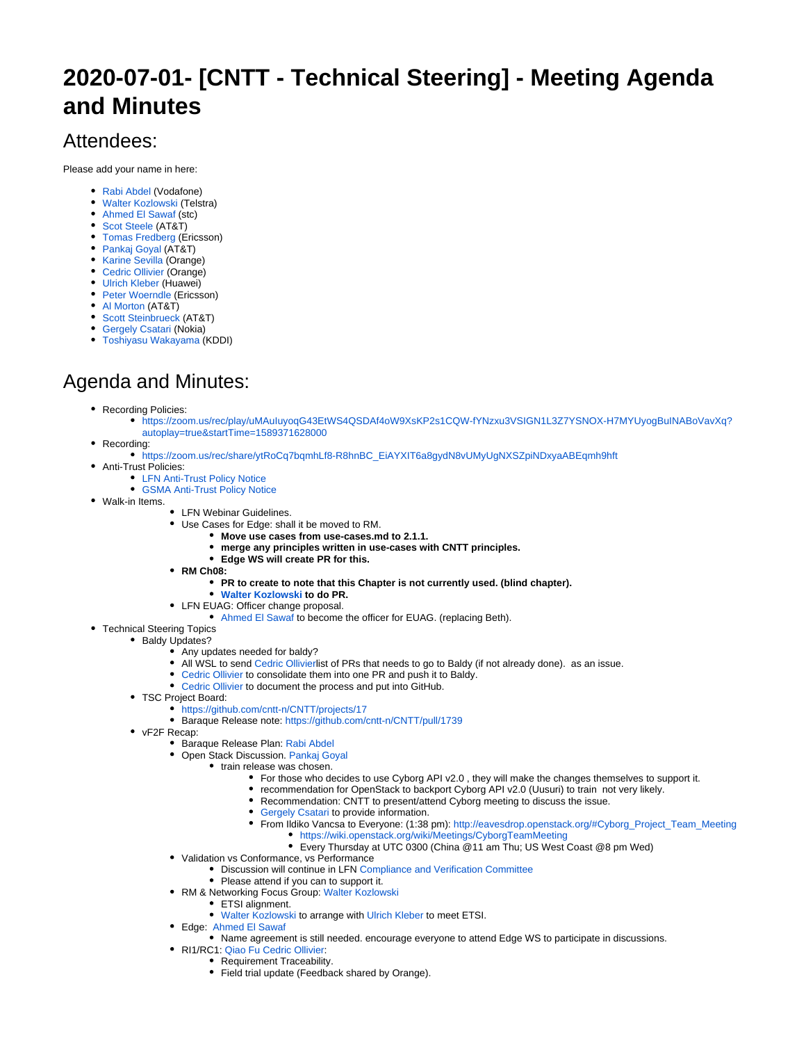# 2020-07-01- [CNTT - Technical Steering] - Meeting Agenda and Minutes

## Attendees:

Please add your name in here:

- Rabi Abdel (Vodafone)
- Walter Kozlowski (Telstra)
- Ahmed El Sawaf (stc)
- Scot Steele (AT&T)
- Tomas Fredberg (Ericsson)
- Pankaj Goyal (AT&T)
- Karine Sevilla (Orange)
- Cedric Ollivier (Orange)
- Ulrich Kleber (Huawei)
- Peter Woerndle (Ericsson)
- Al Morton (AT&T)
- Scott Steinbrueck (AT&T)
- Gergely Csatari (Nokia)
- Toshiyasu Wakayama (KDDI)

## Agenda and Minutes:

- Recording Policies:
  - https://zoom.us/rec/play/uMAuIuyoqG43EtWS4QSDAf4oW9XsKP2s1CQW-fYNzxu3VSIGN1L3Z7YSNOX-H7MYUyogBuINABoVavXq?autoplay=true&startTime=1589371628000
- Recording:
  - https://zoom.us/rec/share/ytRoCq7bqmhLf8-R8hnBC_EiAYXIT6a8gydN8vUMyUgNXSZpiNDxyaABEqmh9hft
- Anti-Trust Policies:
  - LFN Anti-Trust Policy Notice
  - GSMA Anti-Trust Policy Notice
- Walk-in Items.
  - LFN Webinar Guidelines.
  - Use Cases for Edge: shall it be moved to RM.
    - **Move use cases from use-cases.md to 2.1.1.**
    - **merge any principles written in use-cases with CNTT principles.**
    - **Edge WS will create PR for this.**
  - **RM Ch08:**
    - **PR to create to note that this Chapter is not currently used. (blind chapter).**
    - **Walter Kozlowski to do PR.**
  - LFN EUAG: Officer change proposal.
    - Ahmed El Sawaf to become the officer for EUAG. (replacing Beth).
- Technical Steering Topics
  - Baldy Updates?
    - Any updates needed for baldy?
    - All WSL to send Cedric Ollivierlist of PRs that needs to go to Baldy (if not already done). as an issue.
    - Cedric Ollivier to consolidate them into one PR and push it to Baldy.
    - Cedric Ollivier to document the process and put into GitHub.
  - TSC Project Board:
    - https://github.com/cntt-n/CNTT/projects/17
    - Baraque Release note: https://github.com/cntt-n/CNTT/pull/1739
  - vF2F Recap:
    - Baraque Release Plan: Rabi Abdel
    - Open Stack Discussion. Pankaj Goyal
      - train release was chosen.
        - For those who decides to use Cyborg API v2.0 , they will make the changes themselves to support it.
        - recommendation for OpenStack to backport Cyborg API v2.0 (Uusuri) to train not very likely.
        - Recommendation: CNTT to present/attend Cyborg meeting to discuss the issue.
        - Gergely Csatari to provide information.
        - From Ildiko Vancsa to Everyone: (1:38 pm): http://eavesdrop.openstack.org/#Cyborg_Project_Team_Meeting
          - https://wiki.openstack.org/wiki/Meetings/CyborgTeamMeeting
          - Every Thursday at UTC 0300 (China @11 am Thu; US West Coast @8 pm Wed)
    - Validation vs Conformance, vs Performance
      - Discussion will continue in LFN Compliance and Verification Committee
      - Please attend if you can to support it.
    - RM & Networking Focus Group: Walter Kozlowski
      - ETSI alignment.
      - Walter Kozlowski to arrange with Ulrich Kleber to meet ETSI.
    - Edge: Ahmed El Sawaf
      - Name agreement is still needed. encourage everyone to attend Edge WS to participate in discussions.
    - RI1/RC1: Qiao Fu Cedric Ollivier:
      - Requirement Traceability.
      - Field trial update (Feedback shared by Orange).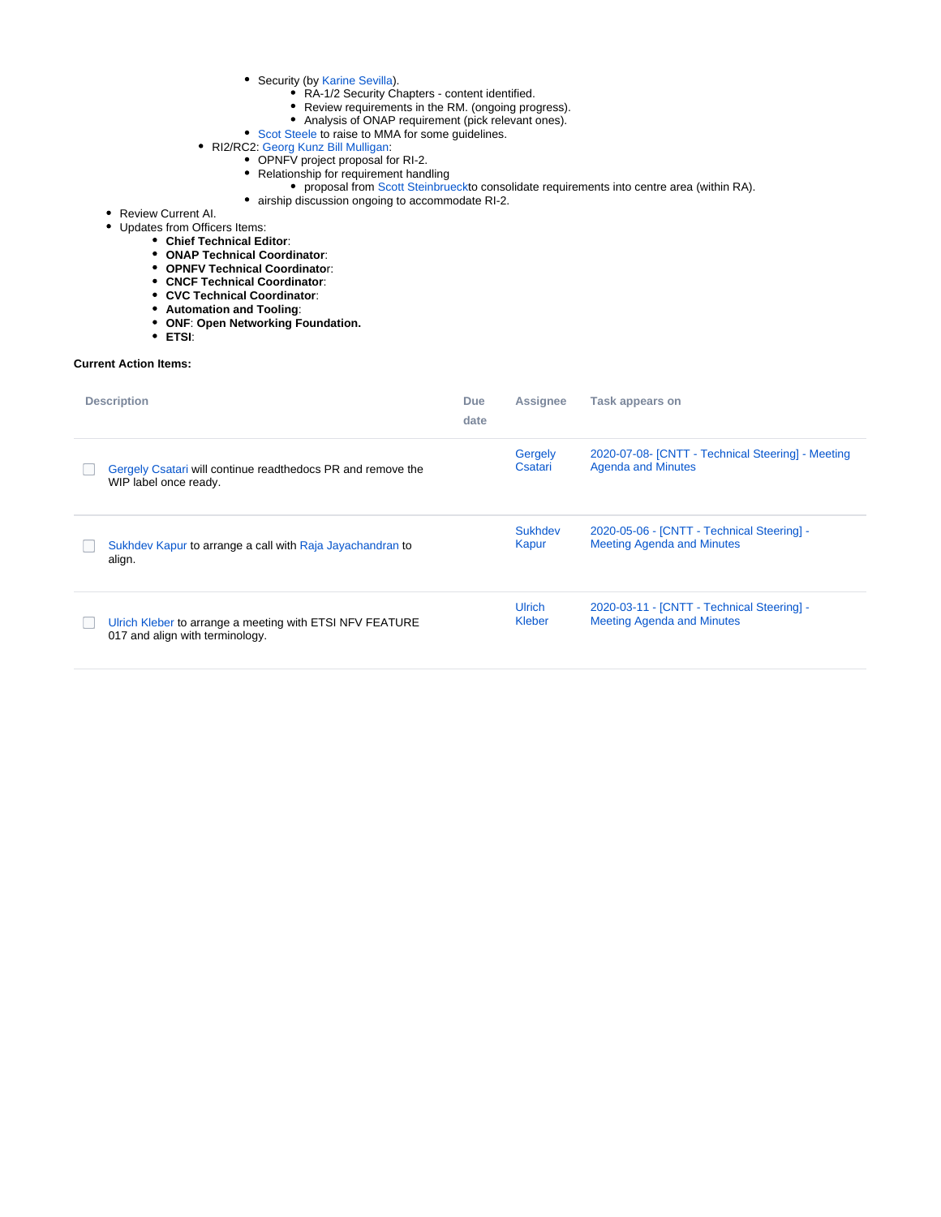- Security (by Karine Sevilla).
                - RA-1/2 Security Chapters - content identified.
                - Review requirements in the RM. (ongoing progress).
                - Analysis of ONAP requirement (pick relevant ones).
            - Scot Steele to raise to MMA for some guidelines.
        - RI2/RC2: Georg Kunz Bill Mulligan:
            - OPNFV project proposal for RI-2.
            - Relationship for requirement handling
                - proposal from Scott Steinbrueckto consolidate requirements into centre area (within RA).
            - airship discussion ongoing to accommodate RI-2.
- Review Current AI.
- Updates from Officers Items:
    - **Chief Technical Editor**:
    - **ONAP Technical Coordinator**:
    - **OPNFV Technical Coordinato**r:
    - **CNCF Technical Coordinator**:
    - **CVC Technical Coordinator**:
    - **Automation and Tooling**:
    - **ONF**: **Open Networking Foundation.**
    - **ETSI**:

**Current Action Items:**

| Description | Due date | Assignee | Task appears on |
|---|---|---|---|
| ☐ Gergely Csatari will continue readthedocs PR and remove the WIP label once ready. | | Gergely Csatari | 2020-07-08- [CNTT - Technical Steering] - Meeting Agenda and Minutes |
| ☐ Sukhdev Kapur to arrange a call with Raja Jayachandran to align. | | Sukhdev Kapur | 2020-05-06 - [CNTT - Technical Steering] - Meeting Agenda and Minutes |
| ☐ Ulrich Kleber to arrange a meeting with ETSI NFV FEATURE 017 and align with terminology. | | Ulrich Kleber | 2020-03-11 - [CNTT - Technical Steering] - Meeting Agenda and Minutes |